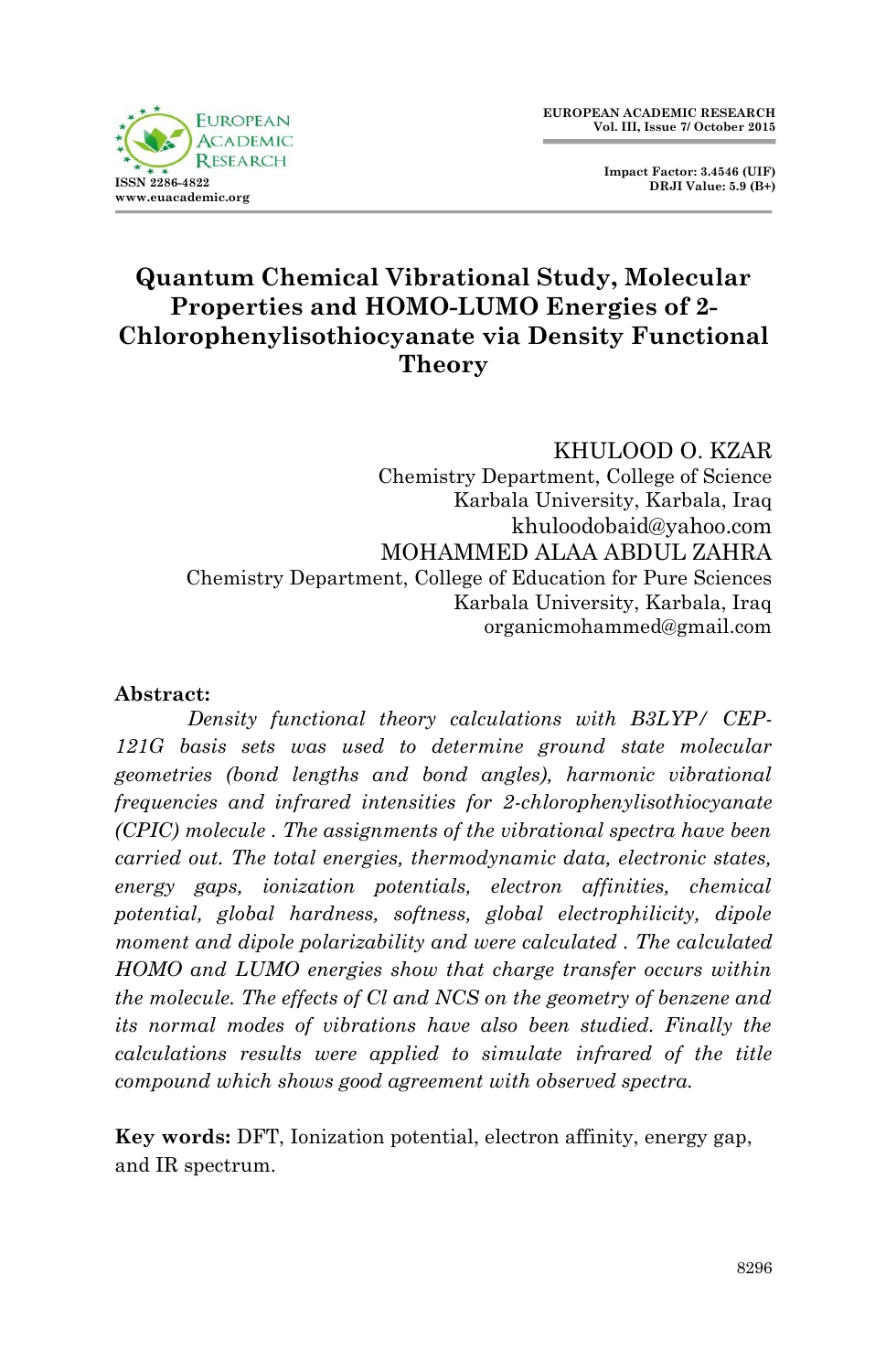# Quantum Chemical Vibrational Study, Molecular Properties and HOMO-LUMO Energies of 2-Chlorophenylisothiocyanate via Density Functional Theory

KHULOOD O. KZAR
Chemistry Department, College of Science
Karbala University, Karbala, Iraq
khuloodobaid@yahoo.com

MOHAMMED ALAA ABDUL ZAHRA
Chemistry Department, College of Education for Pure Sciences
Karbala University, Karbala, Iraq
organicmohammed@gmail.com

**Abstract:**

*Density functional theory calculations with B3LYP/ CEP-121G basis sets was used to determine ground state molecular geometries (bond lengths and bond angles), harmonic vibrational frequencies and infrared intensities for 2-chlorophenylisothiocyanate (CPIC) molecule . The assignments of the vibrational spectra have been carried out. The total energies, thermodynamic data, electronic states, energy gaps, ionization potentials, electron affinities, chemical potential, global hardness, softness, global electrophilicity, dipole moment and dipole polarizability and were calculated . The calculated HOMO and LUMO energies show that charge transfer occurs within the molecule. The effects of Cl and NCS on the geometry of benzene and its normal modes of vibrations have also been studied. Finally the calculations results were applied to simulate infrared of the title compound which shows good agreement with observed spectra.*

**Key words:** DFT, Ionization potential, electron affinity, energy gap, and IR spectrum.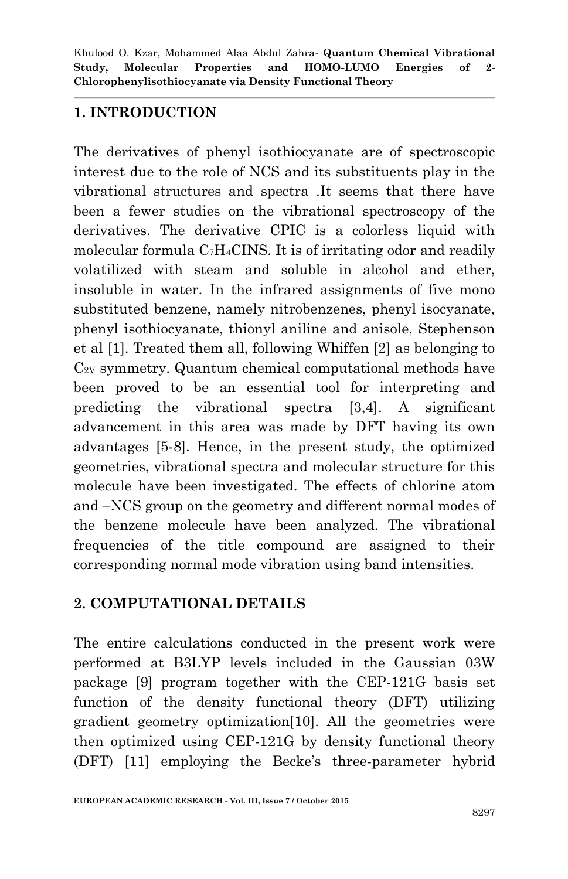## 1. INTRODUCTION

The derivatives of phenyl isothiocyanate are of spectroscopic interest due to the role of NCS and its substituents play in the vibrational structures and spectra .It seems that there have been a fewer studies on the vibrational spectroscopy of the derivatives. The derivative CPIC is a colorless liquid with molecular formula $C_7H_4ClNS$. It is of irritating odor and readily volatilized with steam and soluble in alcohol and ether, insoluble in water. In the infrared assignments of five mono substituted benzene, namely nitrobenzenes, phenyl isocyanate, phenyl isothiocyanate, thionyl aniline and anisole, Stephenson et al [1]. Treated them all, following Whiffen [2] as belonging to $C_{2V}$ symmetry. Quantum chemical computational methods have been proved to be an essential tool for interpreting and predicting the vibrational spectra [3,4]. A significant advancement in this area was made by DFT having its own advantages [5-8]. Hence, in the present study, the optimized geometries, vibrational spectra and molecular structure for this molecule have been investigated. The effects of chlorine atom and –NCS group on the geometry and different normal modes of the benzene molecule have been analyzed. The vibrational frequencies of the title compound are assigned to their corresponding normal mode vibration using band intensities.

## 2. COMPUTATIONAL DETAILS

The entire calculations conducted in the present work were performed at B3LYP levels included in the Gaussian 03W package [9] program together with the CEP-121G basis set function of the density functional theory (DFT) utilizing gradient geometry optimization[10]. All the geometries were then optimized using CEP-121G by density functional theory (DFT) [11] employing the Becke's three-parameter hybrid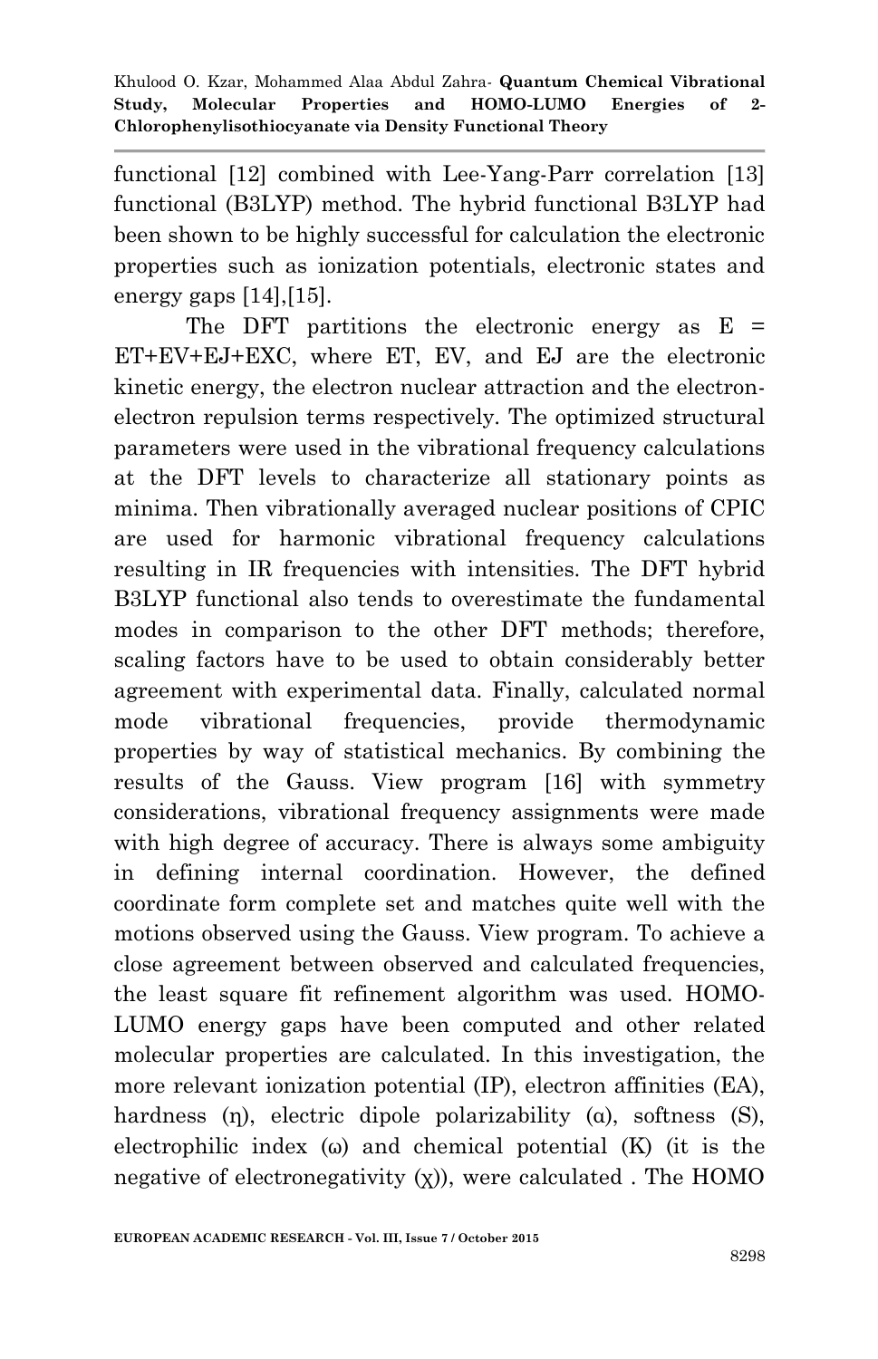functional [12] combined with Lee-Yang-Parr correlation [13] functional (B3LYP) method. The hybrid functional B3LYP had been shown to be highly successful for calculation the electronic properties such as ionization potentials, electronic states and energy gaps [14],[15].

The DFT partitions the electronic energy as E = ET+EV+EJ+EXC, where ET, EV, and EJ are the electronic kinetic energy, the electron nuclear attraction and the electron-electron repulsion terms respectively. The optimized structural parameters were used in the vibrational frequency calculations at the DFT levels to characterize all stationary points as minima. Then vibrationally averaged nuclear positions of CPIC are used for harmonic vibrational frequency calculations resulting in IR frequencies with intensities. The DFT hybrid B3LYP functional also tends to overestimate the fundamental modes in comparison to the other DFT methods; therefore, scaling factors have to be used to obtain considerably better agreement with experimental data. Finally, calculated normal mode vibrational frequencies, provide thermodynamic properties by way of statistical mechanics. By combining the results of the Gauss. View program [16] with symmetry considerations, vibrational frequency assignments were made with high degree of accuracy. There is always some ambiguity in defining internal coordination. However, the defined coordinate form complete set and matches quite well with the motions observed using the Gauss. View program. To achieve a close agreement between observed and calculated frequencies, the least square fit refinement algorithm was used. HOMO-LUMO energy gaps have been computed and other related molecular properties are calculated. In this investigation, the more relevant ionization potential (IP), electron affinities (EA), hardness (η), electric dipole polarizability (α), softness (S), electrophilic index (ω) and chemical potential (K) (it is the negative of electronegativity (χ)), were calculated . The HOMO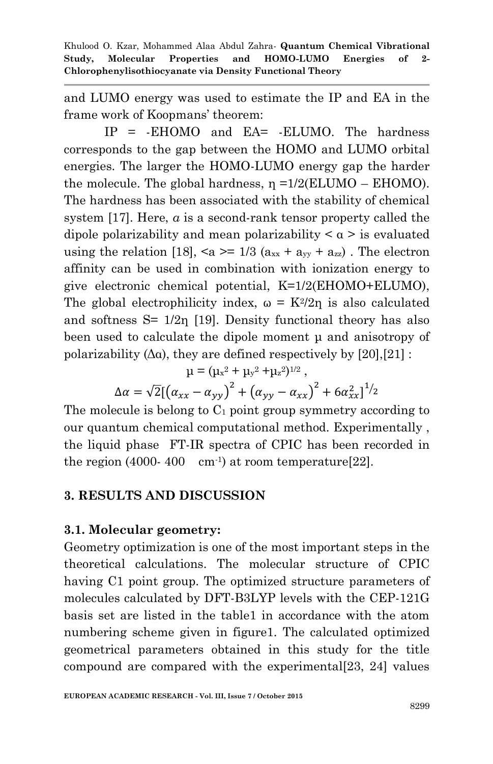and LUMO energy was used to estimate the IP and EA in the frame work of Koopmans' theorem:

IP = -EHOMO and EA= -ELUMO. The hardness corresponds to the gap between the HOMO and LUMO orbital energies. The larger the HOMO-LUMO energy gap the harder the molecule. The global hardness, $\eta$ =1/2(ELUMO – EHOMO). The hardness has been associated with the stability of chemical system [17]. Here, $\alpha$ is a second-rank tensor property called the dipole polarizability and mean polarizability < $\alpha$ > is evaluated using the relation [18], $<a> = 1/3\ (a_{xx} + a_{yy} + a_{zz})$ . The electron affinity can be used in combination with ionization energy to give electronic chemical potential, K=1/2(EHOMO+ELUMO), The global electrophilicity index, $\omega = K^2/2\eta$ is also calculated and softness S= $1/2\eta$ [19]. Density functional theory has also been used to calculate the dipole moment $\mu$ and anisotropy of polarizability ($\Delta\alpha$), they are defined respectively by [20],[21] :

$$\mu = (\mu_x^2 + \mu_y^2 + \mu_z^2)^{1/2} ,$$

$$\Delta\alpha = \sqrt{2}[(\alpha_{xx} - \alpha_{yy})^2 + (\alpha_{yy} - \alpha_{xx})^2 + 6\alpha_{xx}^2]^{1/2}$$

The molecule is belong to $C_1$ point group symmetry according to our quantum chemical computational method. Experimentally , the liquid phase FT-IR spectra of CPIC has been recorded in the region (4000- 400 $cm^{-1}$) at room temperature[22].

## 3. RESULTS AND DISCUSSION

### 3.1. Molecular geometry:

Geometry optimization is one of the most important steps in the theoretical calculations. The molecular structure of CPIC having C1 point group. The optimized structure parameters of molecules calculated by DFT-B3LYP levels with the CEP-121G basis set are listed in the table1 in accordance with the atom numbering scheme given in figure1. The calculated optimized geometrical parameters obtained in this study for the title compound are compared with the experimental[23, 24] values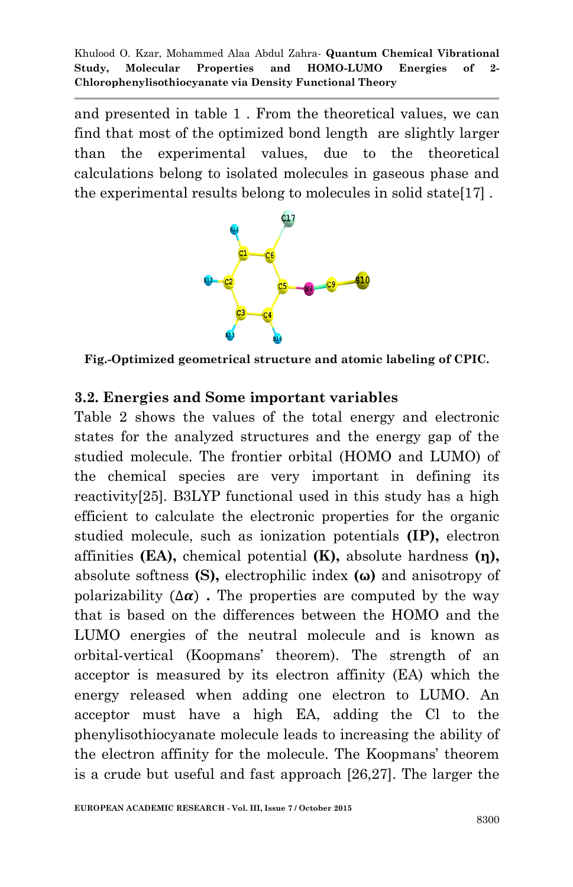and presented in table 1 . From the theoretical values, we can find that most of the optimized bond length are slightly larger than the experimental values, due to the theoretical calculations belong to isolated molecules in gaseous phase and the experimental results belong to molecules in solid state[17] .

**Fig.-Optimized geometrical structure and atomic labeling of CPIC.**

### 3.2. Energies and Some important variables

Table 2 shows the values of the total energy and electronic states for the analyzed structures and the energy gap of the studied molecule. The frontier orbital (HOMO and LUMO) of the chemical species are very important in defining its reactivity[25]. B3LYP functional used in this study has a high efficient to calculate the electronic properties for the organic studied molecule, such as ionization potentials **(IP),** electron affinities **(EA),** chemical potential **(K),** absolute hardness **(η),** absolute softness **(S),** electrophilic index **(ω)** and anisotropy of polarizability ($\Delta\alpha$) **.** The properties are computed by the way that is based on the differences between the HOMO and the LUMO energies of the neutral molecule and is known as orbital-vertical (Koopmans' theorem). The strength of an acceptor is measured by its electron affinity (EA) which the energy released when adding one electron to LUMO. An acceptor must have a high EA, adding the Cl to the phenylisothiocyanate molecule leads to increasing the ability of the electron affinity for the molecule. The Koopmans' theorem is a crude but useful and fast approach [26,27]. The larger the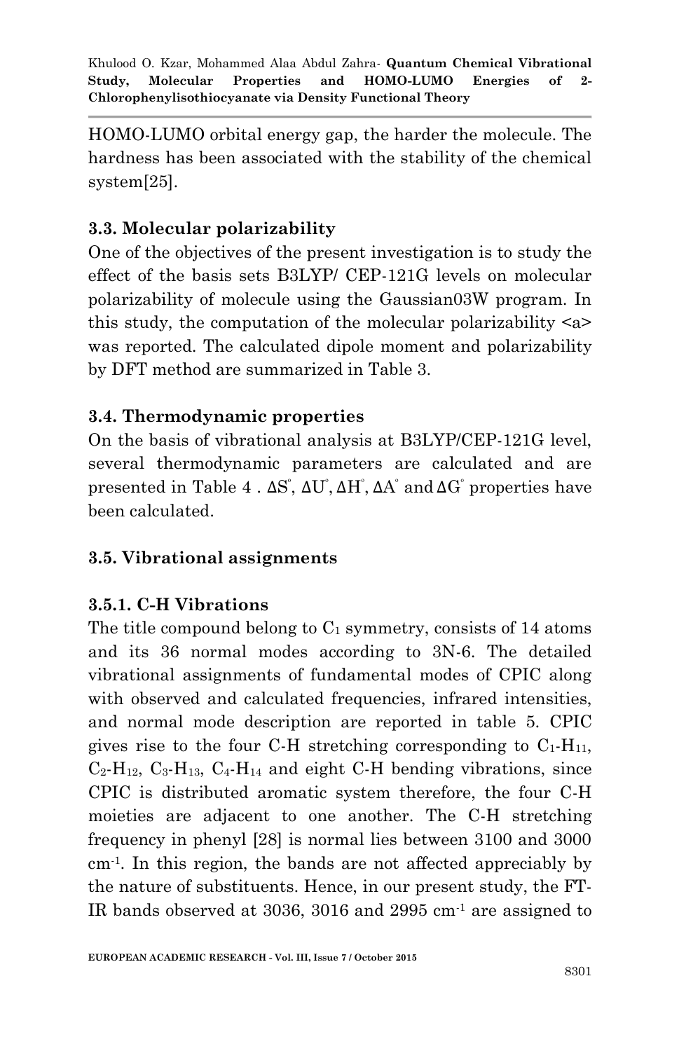HOMO-LUMO orbital energy gap, the harder the molecule. The hardness has been associated with the stability of the chemical system[25].

### 3.3. Molecular polarizability

One of the objectives of the present investigation is to study the effect of the basis sets B3LYP/ CEP-121G levels on molecular polarizability of molecule using the Gaussian03W program. In this study, the computation of the molecular polarizability <a> was reported. The calculated dipole moment and polarizability by DFT method are summarized in Table 3.

### 3.4. Thermodynamic properties

On the basis of vibrational analysis at B3LYP/CEP-121G level, several thermodynamic parameters are calculated and are presented in Table 4 . $\Delta S^{\circ}$, $\Delta U^{\circ}$, $\Delta H^{\circ}$, $\Delta A^{\circ}$ and $\Delta G^{\circ}$ properties have been calculated.

### 3.5. Vibrational assignments

#### 3.5.1. C-H Vibrations

The title compound belong to $C_1$ symmetry, consists of 14 atoms and its 36 normal modes according to 3N-6. The detailed vibrational assignments of fundamental modes of CPIC along with observed and calculated frequencies, infrared intensities, and normal mode description are reported in table 5. CPIC gives rise to the four C-H stretching corresponding to $C_1$-$H_{11}$, $C_2$-$H_{12}$, $C_3$-$H_{13}$, $C_4$-$H_{14}$ and eight C-H bending vibrations, since CPIC is distributed aromatic system therefore, the four C-H moieties are adjacent to one another. The C-H stretching frequency in phenyl [28] is normal lies between 3100 and 3000 $cm^{-1}$. In this region, the bands are not affected appreciably by the nature of substituents. Hence, in our present study, the FT-IR bands observed at 3036, 3016 and 2995 $cm^{-1}$ are assigned to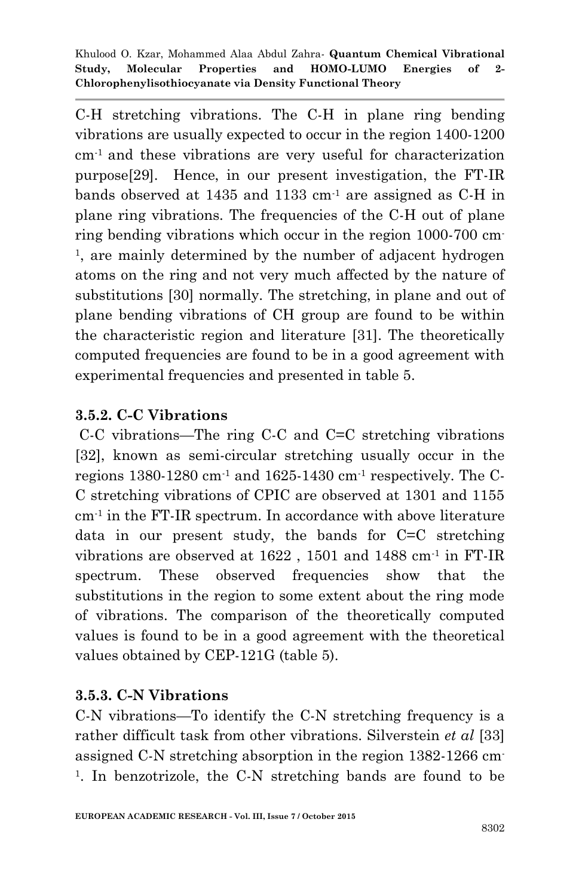C-H stretching vibrations. The C-H in plane ring bending vibrations are usually expected to occur in the region 1400-1200 $cm^{-1}$ and these vibrations are very useful for characterization purpose[29]. Hence, in our present investigation, the FT-IR bands observed at 1435 and 1133 $cm^{-1}$ are assigned as C-H in plane ring vibrations. The frequencies of the C-H out of plane ring bending vibrations which occur in the region 1000-700 $cm^{-1}$, are mainly determined by the number of adjacent hydrogen atoms on the ring and not very much affected by the nature of substitutions [30] normally. The stretching, in plane and out of plane bending vibrations of CH group are found to be within the characteristic region and literature [31]. The theoretically computed frequencies are found to be in a good agreement with experimental frequencies and presented in table 5.

### 3.5.2. C-C Vibrations

C-C vibrations—The ring C-C and C=C stretching vibrations [32], known as semi-circular stretching usually occur in the regions 1380-1280 $cm^{-1}$ and 1625-1430 $cm^{-1}$ respectively. The C-C stretching vibrations of CPIC are observed at 1301 and 1155 $cm^{-1}$ in the FT-IR spectrum. In accordance with above literature data in our present study, the bands for C=C stretching vibrations are observed at 1622 , 1501 and 1488 $cm^{-1}$ in FT-IR spectrum. These observed frequencies show that the substitutions in the region to some extent about the ring mode of vibrations. The comparison of the theoretically computed values is found to be in a good agreement with the theoretical values obtained by CEP-121G (table 5).

### 3.5.3. C-N Vibrations

C-N vibrations—To identify the C-N stretching frequency is a rather difficult task from other vibrations. Silverstein *et al* [33] assigned C-N stretching absorption in the region 1382-1266 $cm^{-1}$. In benzotrizole, the C-N stretching bands are found to be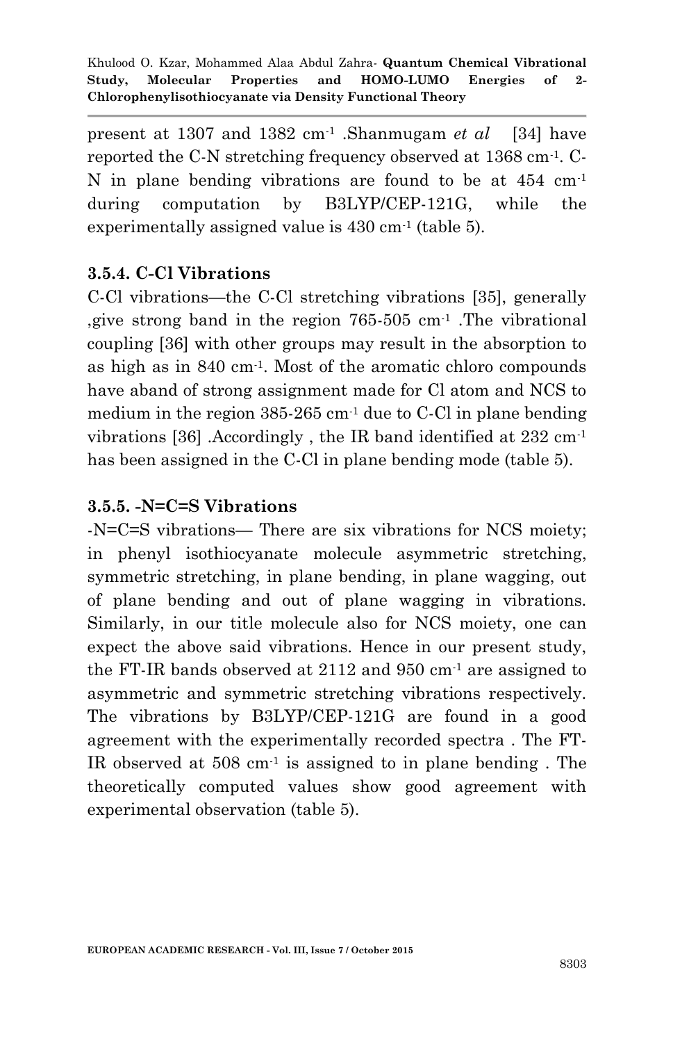present at 1307 and 1382 $cm^{-1}$ .Shanmugam *et al* [34] have reported the C-N stretching frequency observed at 1368 $cm^{-1}$. C-N in plane bending vibrations are found to be at 454 $cm^{-1}$ during computation by B3LYP/CEP-121G, while the experimentally assigned value is 430 $cm^{-1}$ (table 5).

### 3.5.4. C-Cl Vibrations

C-Cl vibrations—the C-Cl stretching vibrations [35], generally ,give strong band in the region 765-505 $cm^{-1}$ .The vibrational coupling [36] with other groups may result in the absorption to as high as in 840 $cm^{-1}$. Most of the aromatic chloro compounds have aband of strong assignment made for Cl atom and NCS to medium in the region 385-265 $cm^{-1}$ due to C-Cl in plane bending vibrations [36] .Accordingly , the IR band identified at 232 $cm^{-1}$ has been assigned in the C-Cl in plane bending mode (table 5).

### 3.5.5. -N=C=S Vibrations

-N=C=S vibrations— There are six vibrations for NCS moiety; in phenyl isothiocyanate molecule asymmetric stretching, symmetric stretching, in plane bending, in plane wagging, out of plane bending and out of plane wagging in vibrations. Similarly, in our title molecule also for NCS moiety, one can expect the above said vibrations. Hence in our present study, the FT-IR bands observed at 2112 and 950 $cm^{-1}$ are assigned to asymmetric and symmetric stretching vibrations respectively. The vibrations by B3LYP/CEP-121G are found in a good agreement with the experimentally recorded spectra . The FT-IR observed at 508 $cm^{-1}$ is assigned to in plane bending . The theoretically computed values show good agreement with experimental observation (table 5).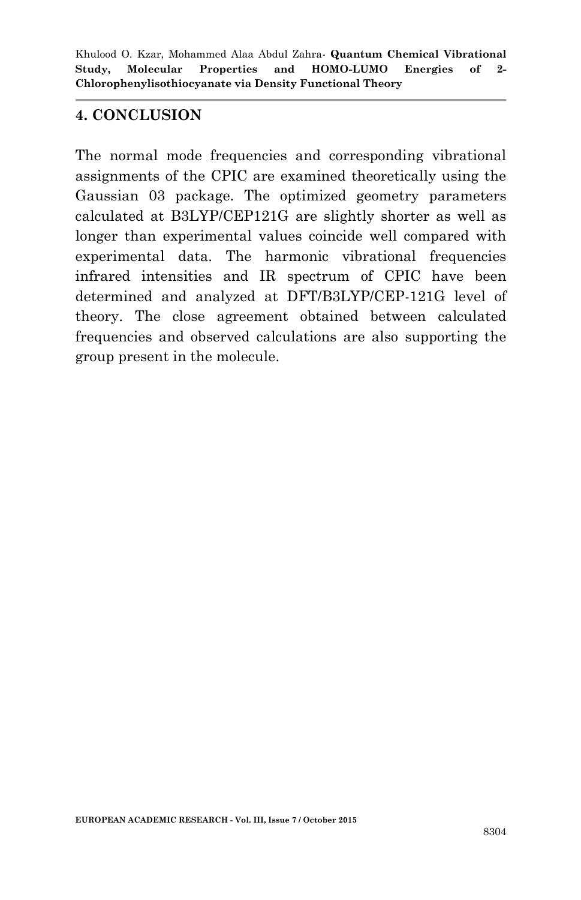## 4. CONCLUSION

The normal mode frequencies and corresponding vibrational assignments of the CPIC are examined theoretically using the Gaussian 03 package. The optimized geometry parameters calculated at B3LYP/CEP121G are slightly shorter as well as longer than experimental values coincide well compared with experimental data. The harmonic vibrational frequencies infrared intensities and IR spectrum of CPIC have been determined and analyzed at DFT/B3LYP/CEP-121G level of theory. The close agreement obtained between calculated frequencies and observed calculations are also supporting the group present in the molecule.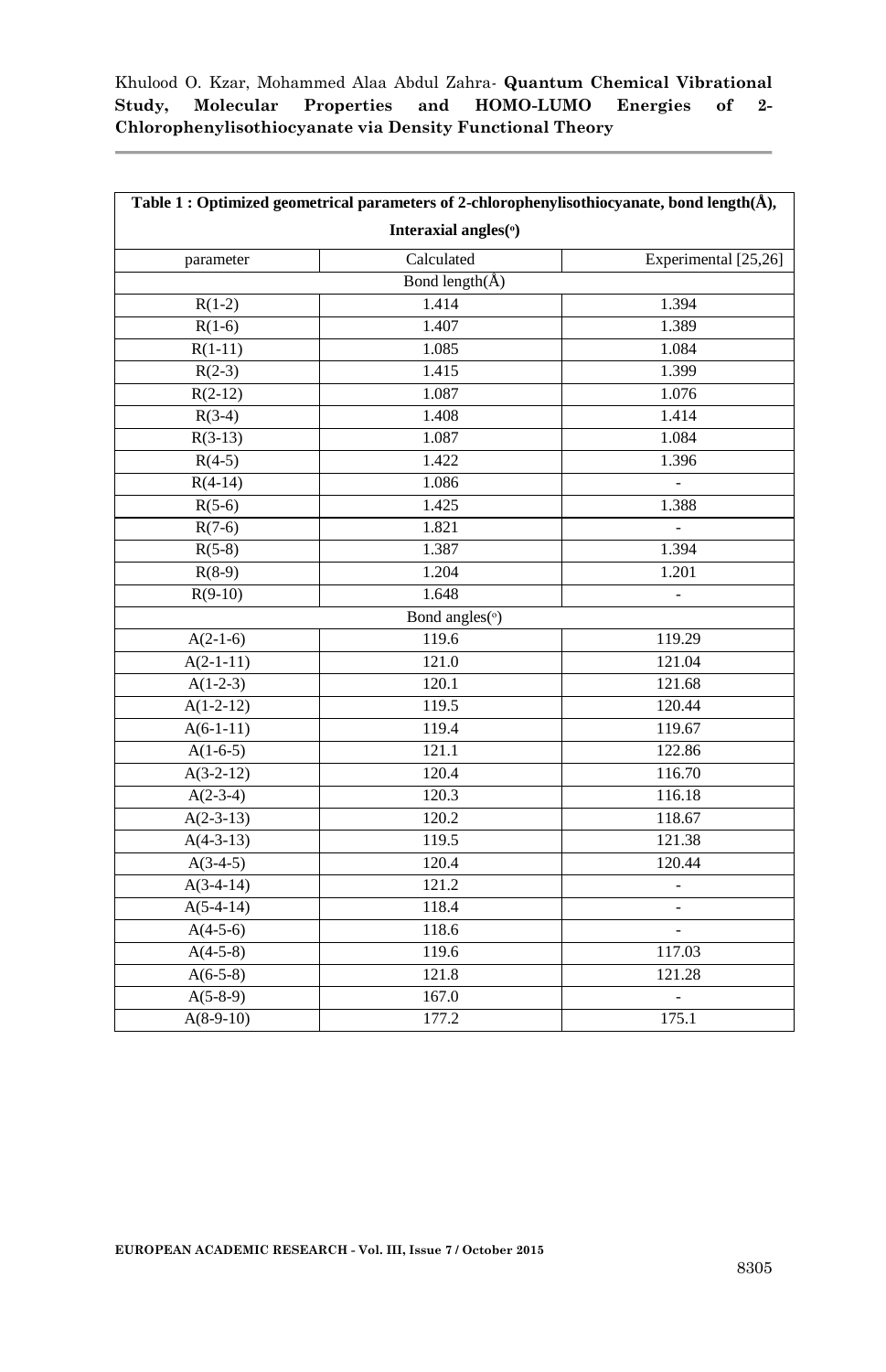**Table 1 : Optimized geometrical parameters of 2-chlorophenylisothiocyanate, bond length(Å), Interaxial angles(°)**

| parameter | Calculated | Experimental [25,26] |
|---|---|---|
| | Bond length(Å) | |
| R(1-2) | 1.414 | 1.394 |
| R(1-6) | 1.407 | 1.389 |
| R(1-11) | 1.085 | 1.084 |
| R(2-3) | 1.415 | 1.399 |
| R(2-12) | 1.087 | 1.076 |
| R(3-4) | 1.408 | 1.414 |
| R(3-13) | 1.087 | 1.084 |
| R(4-5) | 1.422 | 1.396 |
| R(4-14) | 1.086 | - |
| R(5-6) | 1.425 | 1.388 |
| R(7-6) | 1.821 | - |
| R(5-8) | 1.387 | 1.394 |
| R(8-9) | 1.204 | 1.201 |
| R(9-10) | 1.648 | - |
| | Bond angles(°) | |
| A(2-1-6) | 119.6 | 119.29 |
| A(2-1-11) | 121.0 | 121.04 |
| A(1-2-3) | 120.1 | 121.68 |
| A(1-2-12) | 119.5 | 120.44 |
| A(6-1-11) | 119.4 | 119.67 |
| A(1-6-5) | 121.1 | 122.86 |
| A(3-2-12) | 120.4 | 116.70 |
| A(2-3-4) | 120.3 | 116.18 |
| A(2-3-13) | 120.2 | 118.67 |
| A(4-3-13) | 119.5 | 121.38 |
| A(3-4-5) | 120.4 | 120.44 |
| A(3-4-14) | 121.2 | - |
| A(5-4-14) | 118.4 | - |
| A(4-5-6) | 118.6 | - |
| A(4-5-8) | 119.6 | 117.03 |
| A(6-5-8) | 121.8 | 121.28 |
| A(5-8-9) | 167.0 | - |
| A(8-9-10) | 177.2 | 175.1 |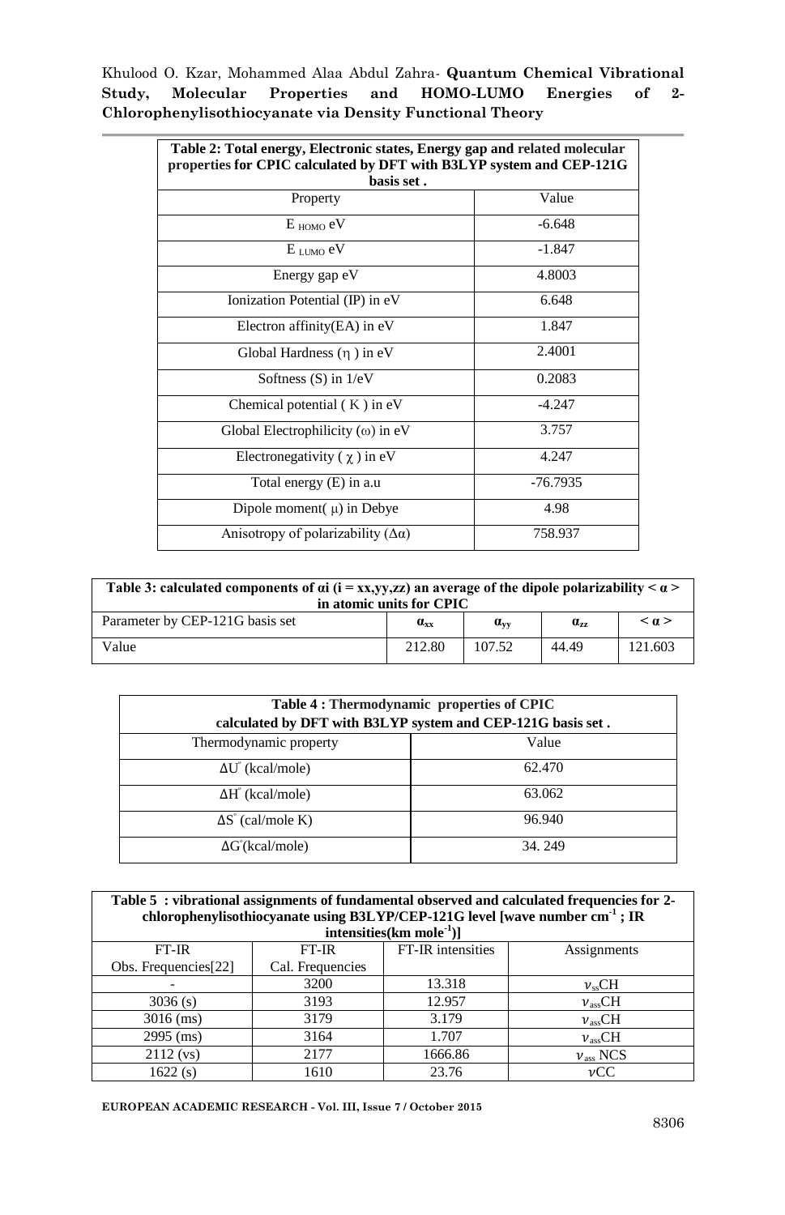**Table 2: Total energy, Electronic states, Energy gap and related molecular properties for CPIC calculated by DFT with B3LYP system and CEP-121G basis set .**

| Property | Value |
|---|---|
| $E_{HOMO}$ eV | -6.648 |
| $E_{LUMO}$ eV | -1.847 |
| Energy gap eV | 4.8003 |
| Ionization Potential (IP) in eV | 6.648 |
| Electron affinity(EA) in eV | 1.847 |
| Global Hardness ($\eta$ ) in eV | 2.4001 |
| Softness (S) in 1/eV | 0.2083 |
| Chemical potential ( K ) in eV | -4.247 |
| Global Electrophilicity ($\omega$) in eV | 3.757 |
| Electronegativity ( $\chi$ ) in eV | 4.247 |
| Total energy (E) in a.u | -76.7935 |
| Dipole moment( $\mu$) in Debye | 4.98 |
| Anisotropy of polarizability ($\Delta\alpha$) | 758.937 |

**Table 3: calculated components of αi (i = xx,yy,zz) an average of the dipole polarizability < α > in atomic units for CPIC**

| Parameter by CEP-121G basis set | $\alpha_{xx}$ | $\alpha_{yy}$ | $\alpha_{zz}$ | $< \alpha >$ |
|---|---|---|---|---|
| Value | 212.80 | 107.52 | 44.49 | 121.603 |

**Table 4 : Thermodynamic properties of CPIC calculated by DFT with B3LYP system and CEP-121G basis set .**

| Thermodynamic property | Value |
|---|---|
| $\Delta U^{\circ}$ (kcal/mole) | 62.470 |
| $\Delta H^{\circ}$ (kcal/mole) | 63.062 |
| $\Delta S^{\circ}$ (cal/mole K) | 96.940 |
| $\Delta G^{\circ}$(kcal/mole) | 34. 249 |

**Table 5 : vibrational assignments of fundamental observed and calculated frequencies for 2-chlorophenylisothiocyanate using B3LYP/CEP-121G level [wave number $cm^{-1}$ ; IR intensities(km $mole^{-1}$)]**

| FT-IR Obs. Frequencies[22] | FT-IR Cal. Frequencies | FT-IR intensities | Assignments |
|---|---|---|---|
| - | 3200 | 13.318 | $\nu_{ss}$CH |
| 3036 (s) | 3193 | 12.957 | $\nu_{ass}$CH |
| 3016 (ms) | 3179 | 3.179 | $\nu_{ass}$CH |
| 2995 (ms) | 3164 | 1.707 | $\nu_{ass}$CH |
| 2112 (vs) | 2177 | 1666.86 | $\nu_{ass}$ NCS |
| 1622 (s) | 1610 | 23.76 | $\nu$CC |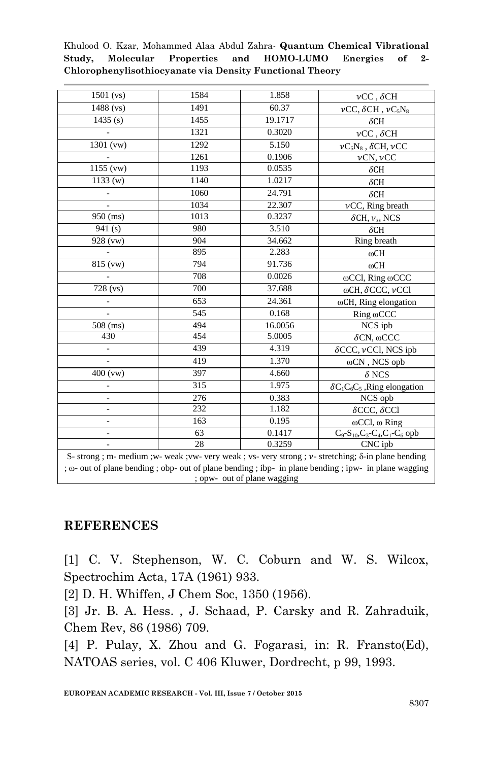| | | | |
|---|---|---|---|
| 1501 (vs) | 1584 | 1.858 | $\nu$CC , $\delta$CH |
| 1488 (vs) | 1491 | 60.37 | $\nu$CC, $\delta$CH , $\nu C_5N_8$ |
| 1435 (s) | 1455 | 19.1717 | $\delta$CH |
| - | 1321 | 0.3020 | $\nu$CC , $\delta$CH |
| 1301 (vw) | 1292 | 5.150 | $\nu C_5N_8$ , $\delta$CH, $\nu$CC |
| - | 1261 | 0.1906 | $\nu$CN, $\nu$CC |
| 1155 (vw) | 1193 | 0.0535 | $\delta$CH |
| 1133 (w) | 1140 | 1.0217 | $\delta$CH |
| - | 1060 | 24.791 | $\delta$CH |
| - | 1034 | 22.307 | $\nu$CC, Ring breath |
| 950 (ms) | 1013 | 0.3237 | $\delta$CH, $\nu_{ss}$ NCS |
| 941 (s) | 980 | 3.510 | $\delta$CH |
| 928 (vw) | 904 | 34.662 | Ring breath |
| - | 895 | 2.283 | ωCH |
| 815 (vw) | 794 | 91.736 | ωCH |
| - | 708 | 0.0026 | ωCCl, Ring ωCCC |
| 728 (vs) | 700 | 37.688 | ωCH, $\delta$CCC, $\nu$CCl |
| - | 653 | 24.361 | ωCH, Ring elongation |
| - | 545 | 0.168 | Ring ωCCC |
| 508 (ms) | 494 | 16.0056 | NCS ipb |
| 430 | 454 | 5.0005 | $\delta$CN, ωCCC |
| - | 439 | 4.319 | $\delta$CCC, $\nu$CCl, NCS ipb |
| - | 419 | 1.370 | ωCN , NCS opb |
| 400 (vw) | 397 | 4.660 | $\delta$ NCS |
| - | 315 | 1.975 | $\delta C_1C_6C_5$ ,Ring elongation |
| - | 276 | 0.383 | NCS opb |
| - | 232 | 1.182 | $\delta$CCC, $\delta$CCl |
| - | 163 | 0.195 | ωCCl, ω Ring |
| - | 63 | 0.1417 | $C_9$-$S_{10}$,$C_3$-$C_4$,$C_1$-$C_6$ opb |
| - | 28 | 0.3259 | CNC ipb |

S- strong ; m- medium ;w- weak ;vw- very weak ; vs- very strong ; $\nu$- stretching; δ-in plane bending ; ω- out of plane bending ; obp- out of plane bending ; ibp- in plane bending ; ipw- in plane wagging ; opw- out of plane wagging

## REFERENCES

[1] C. V. Stephenson, W. C. Coburn and W. S. Wilcox, Spectrochim Acta, 17A (1961) 933.

[2] D. H. Whiffen, J Chem Soc, 1350 (1956).

[3] Jr. B. A. Hess. , J. Schaad, P. Carsky and R. Zahraduik, Chem Rev, 86 (1986) 709.

[4] P. Pulay, X. Zhou and G. Fogarasi, in: R. Fransto(Ed), NATOAS series, vol. C 406 Kluwer, Dordrecht, p 99, 1993.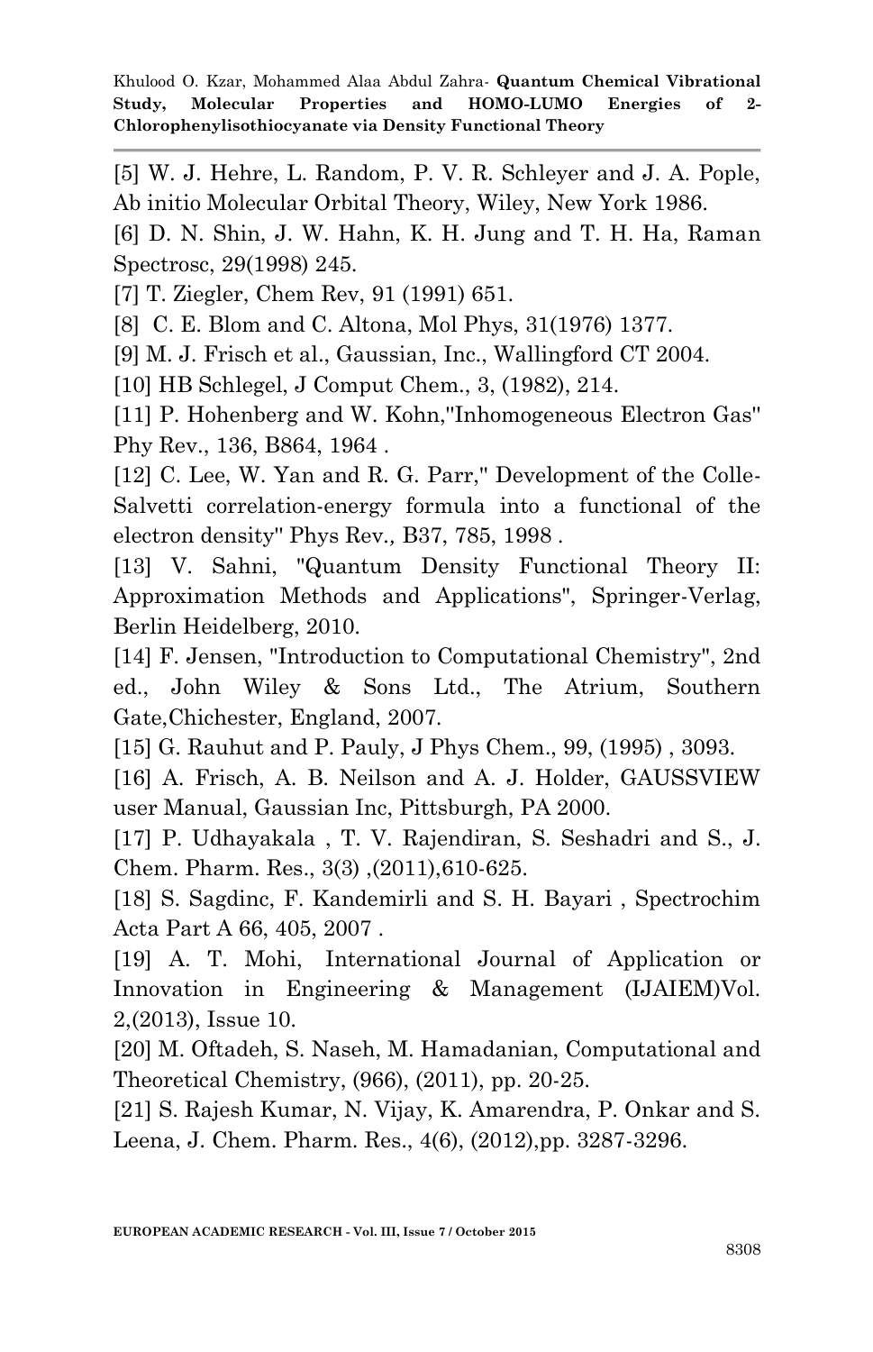[5] W. J. Hehre, L. Random, P. V. R. Schleyer and J. A. Pople, Ab initio Molecular Orbital Theory, Wiley, New York 1986.

[6] D. N. Shin, J. W. Hahn, K. H. Jung and T. H. Ha, Raman Spectrosc, 29(1998) 245.

[7] T. Ziegler, Chem Rev, 91 (1991) 651.

[8] C. E. Blom and C. Altona, Mol Phys, 31(1976) 1377.

[9] M. J. Frisch et al., Gaussian, Inc., Wallingford CT 2004.

[10] HB Schlegel, J Comput Chem., 3, (1982), 214.

[11] P. Hohenberg and W. Kohn,"Inhomogeneous Electron Gas" Phy Rev., 136, B864, 1964 .

[12] C. Lee, W. Yan and R. G. Parr," Development of the Colle-Salvetti correlation-energy formula into a functional of the electron density" Phys Rev., B37, 785, 1998 .

[13] V. Sahni, "Quantum Density Functional Theory II: Approximation Methods and Applications", Springer-Verlag, Berlin Heidelberg, 2010.

[14] F. Jensen, "Introduction to Computational Chemistry", 2nd ed., John Wiley & Sons Ltd., The Atrium, Southern Gate,Chichester, England, 2007.

[15] G. Rauhut and P. Pauly, J Phys Chem., 99, (1995) , 3093.

[16] A. Frisch, A. B. Neilson and A. J. Holder, GAUSSVIEW user Manual, Gaussian Inc, Pittsburgh, PA 2000.

[17] P. Udhayakala , T. V. Rajendiran, S. Seshadri and S., J. Chem. Pharm. Res., 3(3) ,(2011),610-625.

[18] S. Sagdinc, F. Kandemirli and S. H. Bayari , Spectrochim Acta Part A 66, 405, 2007 .

[19] A. T. Mohi, International Journal of Application or Innovation in Engineering & Management (IJAIEM)Vol. 2,(2013), Issue 10.

[20] M. Oftadeh, S. Naseh, M. Hamadanian, Computational and Theoretical Chemistry, (966), (2011), pp. 20-25.

[21] S. Rajesh Kumar, N. Vijay, K. Amarendra, P. Onkar and S. Leena, J. Chem. Pharm. Res., 4(6), (2012),pp. 3287-3296.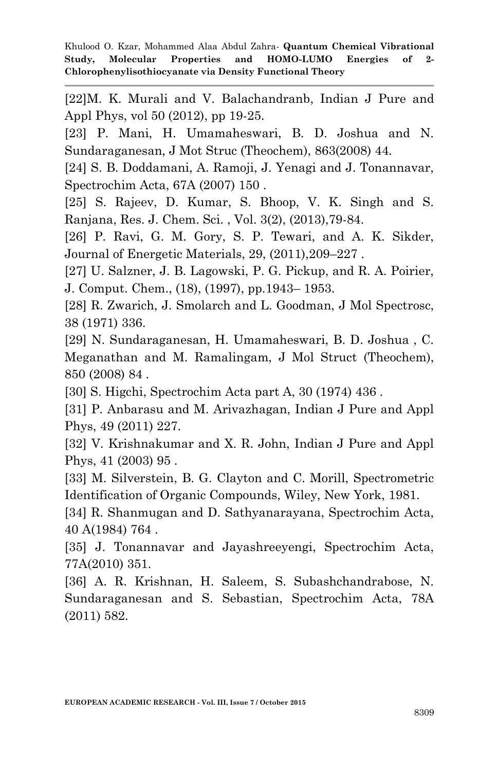[22]M. K. Murali and V. Balachandranb, Indian J Pure and Appl Phys, vol 50 (2012), pp 19-25.

[23] P. Mani, H. Umamaheswari, B. D. Joshua and N. Sundaraganesan, J Mot Struc (Theochem), 863(2008) 44.

[24] S. B. Doddamani, A. Ramoji, J. Yenagi and J. Tonannavar, Spectrochim Acta, 67A (2007) 150 .

[25] S. Rajeev, D. Kumar, S. Bhoop, V. K. Singh and S. Ranjana, Res. J. Chem. Sci. , Vol. 3(2), (2013),79-84.

[26] P. Ravi, G. M. Gory, S. P. Tewari, and A. K. Sikder, Journal of Energetic Materials, 29, (2011),209–227 .

[27] U. Salzner, J. B. Lagowski, P. G. Pickup, and R. A. Poirier, J. Comput. Chem., (18), (1997), pp.1943– 1953.

[28] R. Zwarich, J. Smolarch and L. Goodman, J Mol Spectrosc, 38 (1971) 336.

[29] N. Sundaraganesan, H. Umamaheswari, B. D. Joshua , C. Meganathan and M. Ramalingam, J Mol Struct (Theochem), 850 (2008) 84 .

[30] S. Higchi, Spectrochim Acta part A, 30 (1974) 436 .

[31] P. Anbarasu and M. Arivazhagan, Indian J Pure and Appl Phys, 49 (2011) 227.

[32] V. Krishnakumar and X. R. John, Indian J Pure and Appl Phys, 41 (2003) 95 .

[33] M. Silverstein, B. G. Clayton and C. Morill, Spectrometric Identification of Organic Compounds, Wiley, New York, 1981.

[34] R. Shanmugan and D. Sathyanarayana, Spectrochim Acta, 40 A(1984) 764 .

[35] J. Tonannavar and Jayashreeyengi, Spectrochim Acta, 77A(2010) 351.

[36] A. R. Krishnan, H. Saleem, S. Subashchandrabose, N. Sundaraganesan and S. Sebastian, Spectrochim Acta, 78A (2011) 582.